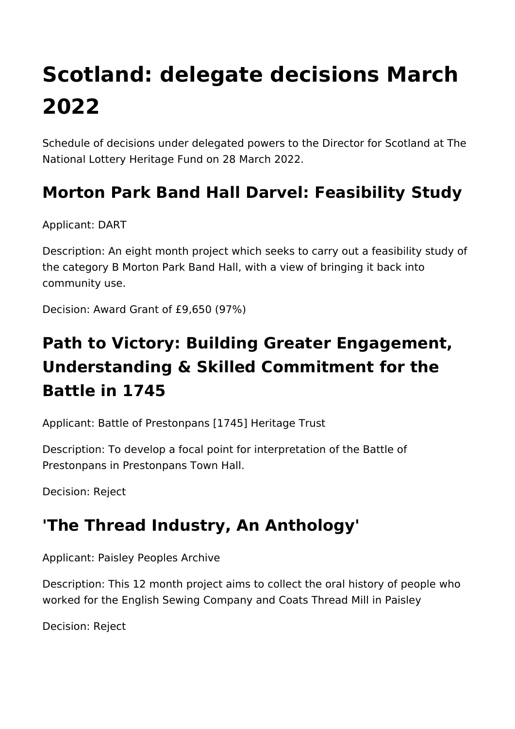# Scotland: delegate decisions March 2022

Schedule of decisions under delegated powers to the Director for Scotland at The National Lottery Heritage Fund on 28 March 2022.

## Morton Park Band Hall Darvel: Feasibility Study

Applicant: DART

Description: An eight month project which seeks to carry out a feasibility study of the category B Morton Park Band Hall, with a view of bringing it back into community use.

Decision: Award Grant of £9,650 (97%)

## Path to Victory: Building Greater Engagement, Understanding & Skilled Commitment for the Battle in 1745

Applicant: Battle of Prestonpans [1745] Heritage Trust

Description: To develop a focal point for interpretation of the Battle of Prestonpans in Prestonpans Town Hall.

Decision: Reject

## 'The Thread Industry, An Anthology'

Applicant: Paisley Peoples Archive

Description: This 12 month project aims to collect the oral history of people who worked for the English Sewing Company and Coats Thread Mill in Paisley

Decision: Reject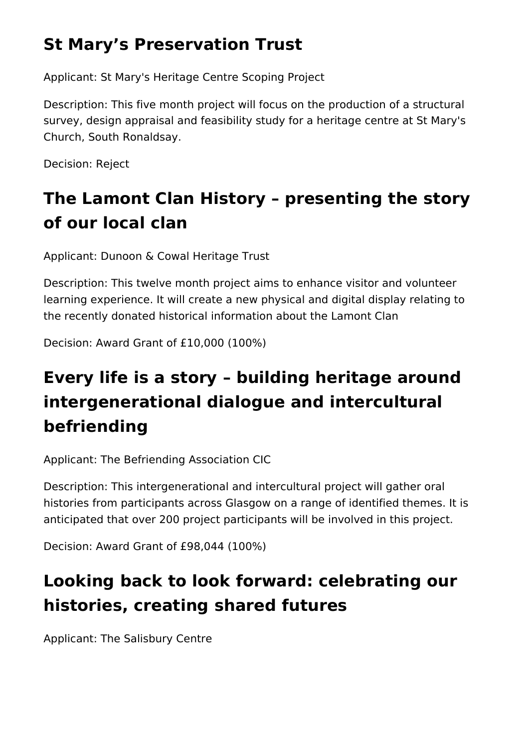## St Mary’s Preservation Trust

Applicant: St Mary's Heritage Centre Scoping Project

Description: This five month project will focus on the production of a structural survey, design appraisal and feasibility study for a heritage centre at St Mary's Church, South Ronaldsay.

Decision: Reject

## The Lamont Clan History – presenting the story of our local clan

Applicant: Dunoon & Cowal Heritage Trust

Description: This twelve month project aims to enhance visitor and volunteer learning experience. It will create a new physical and digital display relating to the recently donated historical information about the Lamont Clan

Decision: Award Grant of £10,000 (100%)

## Every life is a story – building heritage around intergenerational dialogue and intercultural befriending

Applicant: The Befriending Association CIC

Description: This intergenerational and intercultural project will gather oral histories from participants across Glasgow on a range of identified themes. It is anticipated that over 200 project participants will be involved in this project.

Decision: Award Grant of £98,044 (100%)

## Looking back to look forward: celebrating our histories, creating shared futures

Applicant: The Salisbury Centre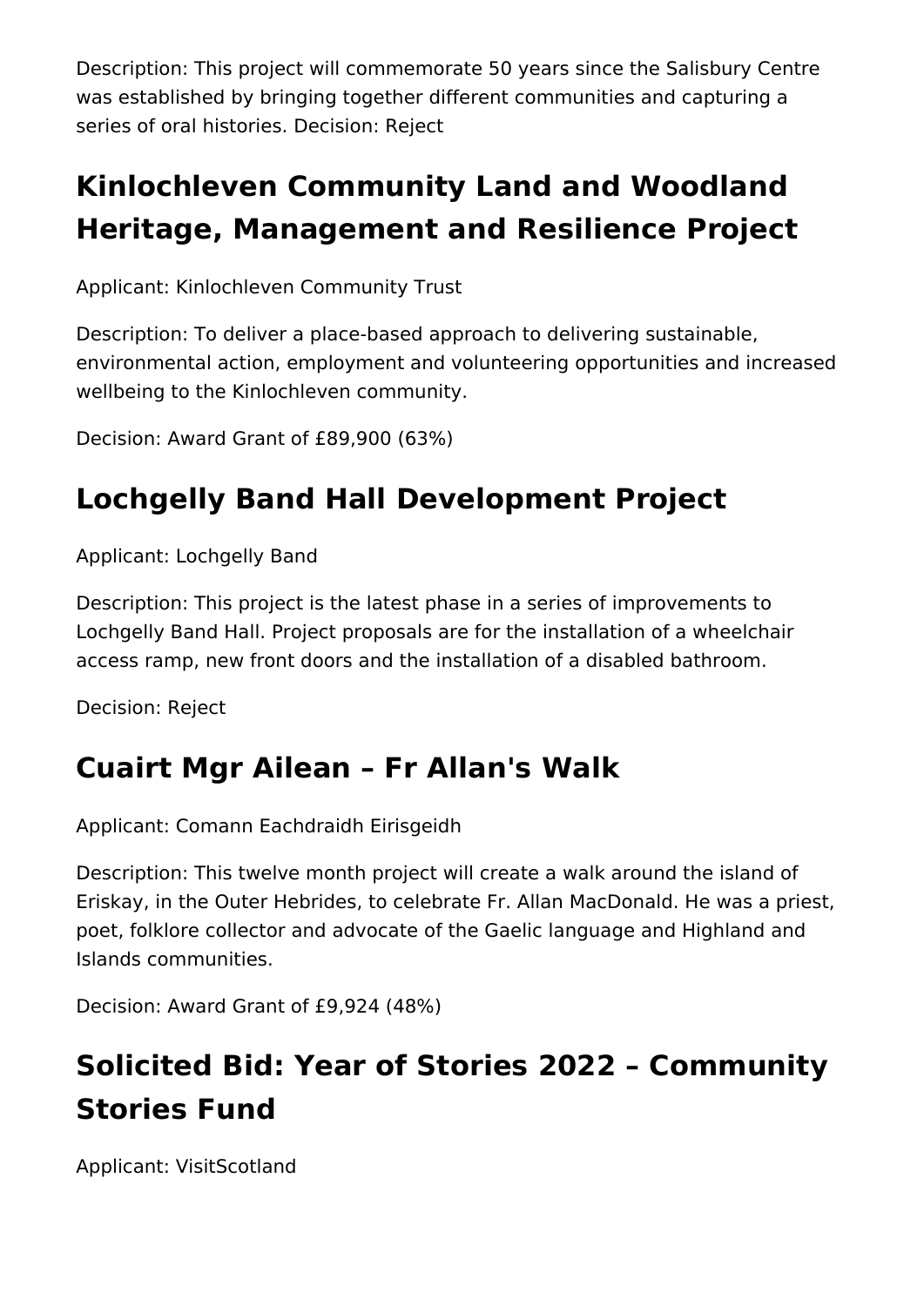Description: This project will commemorate 50 years since the Salisbury Centre was established by bringing together different communities and capturing a series of oral histories. Decision: Reject

## Kinlochleven Community Land and Woodland Heritage, Management and Resilience Project

Applicant: Kinlochleven Community Trust

Description: To deliver a place-based approach to delivering sustainable, environmental action, employment and volunteering opportunities and increased wellbeing to the Kinlochleven community.

Decision: Award Grant of £89,900 (63%)

## Lochgelly Band Hall Development Project

Applicant: Lochgelly Band

Description: This project is the latest phase in a series of improvements to Lochgelly Band Hall. Project proposals are for the installation of a wheelchair access ramp, new front doors and the installation of a disabled bathroom.

Decision: Reject

## Cuairt Mgr Ailean – Fr Allan's Walk

Applicant: Comann Eachdraidh Eirisgeidh

Description: This twelve month project will create a walk around the island of Eriskay, in the Outer Hebrides, to celebrate Fr. Allan MacDonald. He was a priest, poet, folklore collector and advocate of the Gaelic language and Highland and Islands communities.

Decision: Award Grant of £9,924 (48%)

## Solicited Bid: Year of Stories 2022 – Community Stories Fund

Applicant: VisitScotland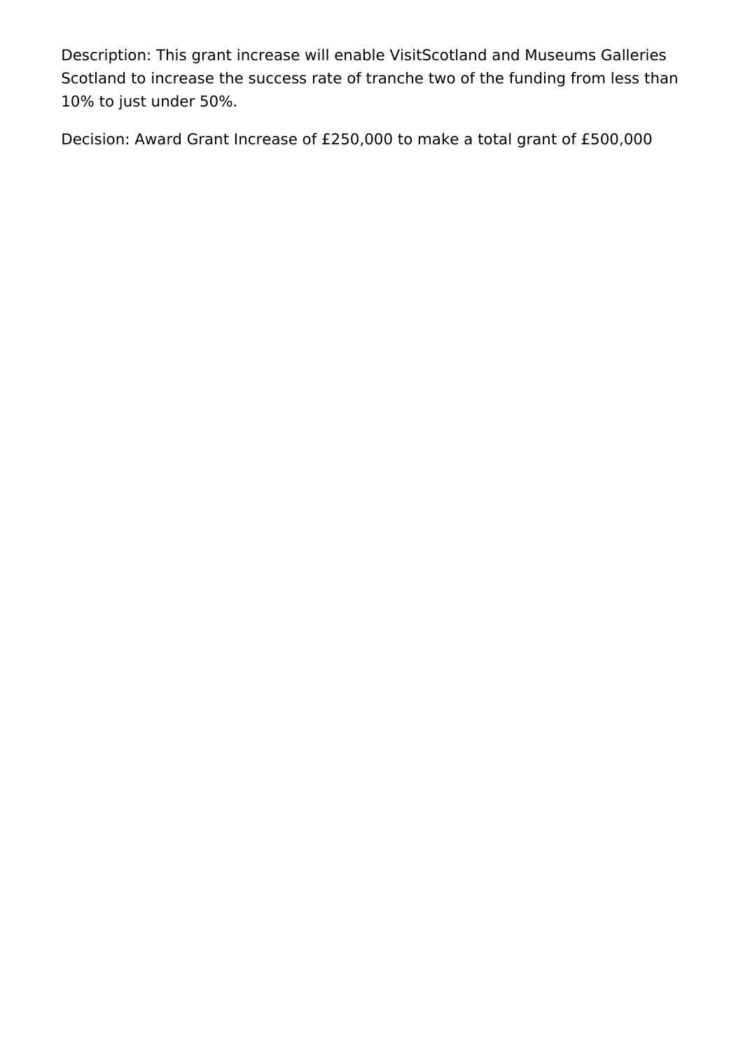Description: This grant increase will enable VisitScotland and Museums Galleries Scotland to increase the success rate of tranche two of the funding from less than 10% to just under 50%.

Decision: Award Grant Increase of £250,000 to make a total grant of £500,000